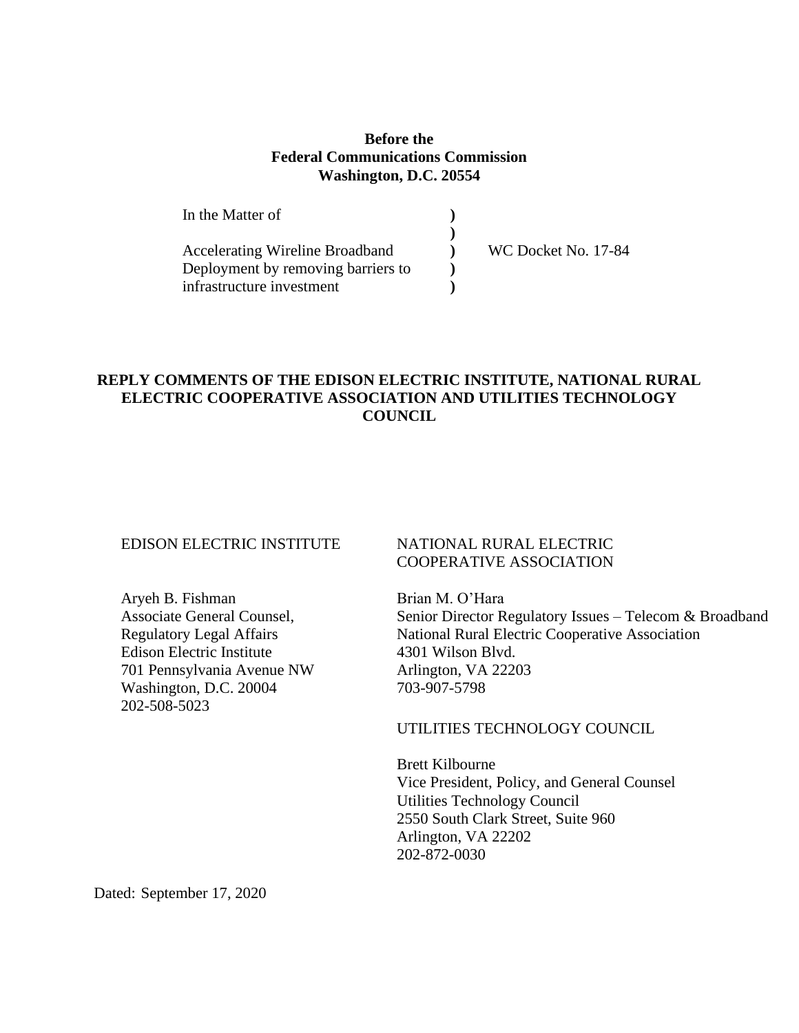**Before the**
**Federal Communications Commission**
**Washington, D.C. 20554**

| | | |
|---|---|---|
| In the Matter of | ) | |
| | ) | |
| Accelerating Wireline Broadband | ) | WC Docket No. 17-84 |
| Deployment by removing barriers to | ) | |
| infrastructure investment | ) | |

**REPLY COMMENTS OF THE EDISON ELECTRIC INSTITUTE, NATIONAL RURAL ELECTRIC COOPERATIVE ASSOCIATION AND UTILITIES TECHNOLOGY COUNCIL**

EDISON ELECTRIC INSTITUTE

Aryeh B. Fishman
Associate General Counsel,
Regulatory Legal Affairs
Edison Electric Institute
701 Pennsylvania Avenue NW
Washington, D.C. 20004
202-508-5023

NATIONAL RURAL ELECTRIC COOPERATIVE ASSOCIATION

Brian M. O'Hara
Senior Director Regulatory Issues – Telecom & Broadband
National Rural Electric Cooperative Association
4301 Wilson Blvd.
Arlington, VA 22203
703-907-5798

UTILITIES TECHNOLOGY COUNCIL

Brett Kilbourne
Vice President, Policy, and General Counsel
Utilities Technology Council
2550 South Clark Street, Suite 960
Arlington, VA 22202
202-872-0030

Dated: September 17, 2020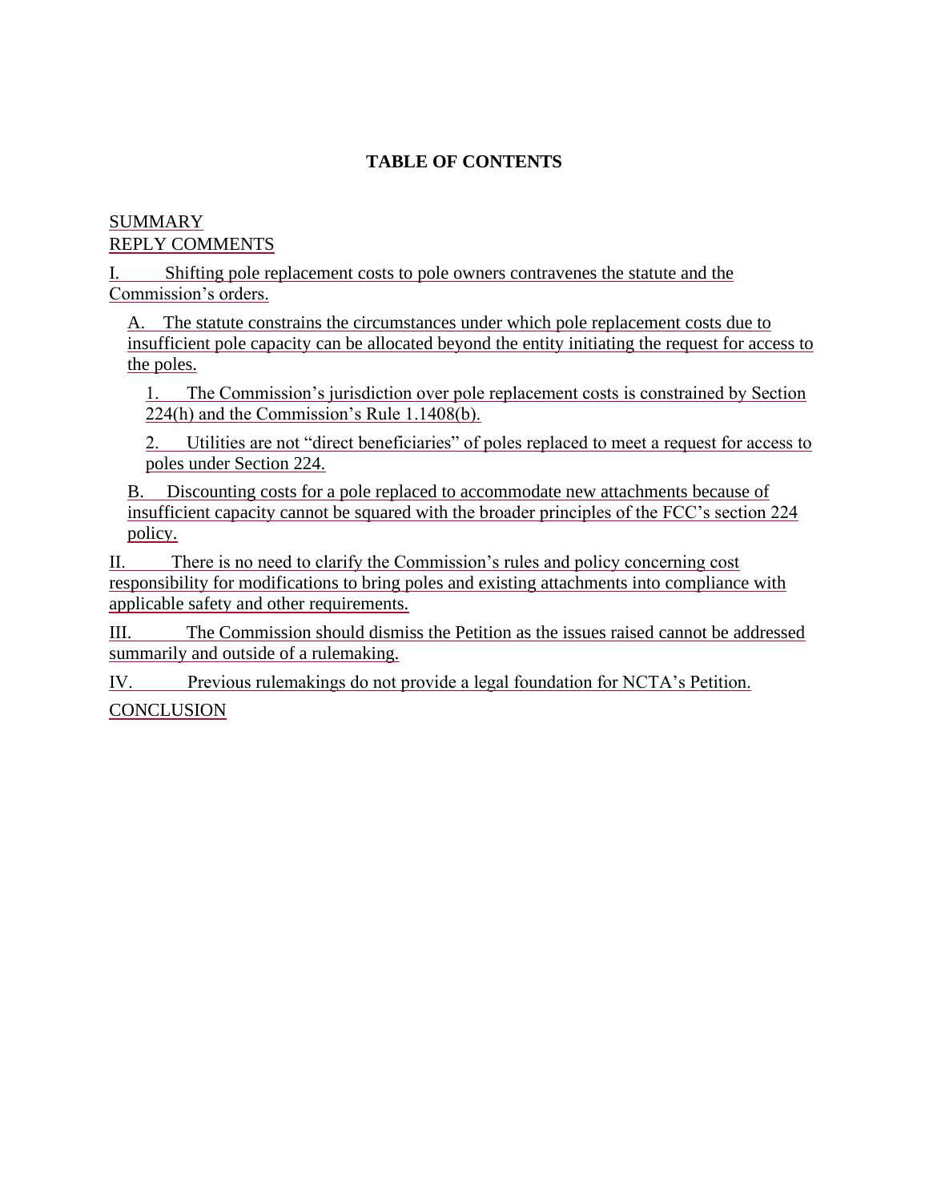## TABLE OF CONTENTS

SUMMARY

REPLY COMMENTS

I. Shifting pole replacement costs to pole owners contravenes the statute and the Commission's orders.

A. The statute constrains the circumstances under which pole replacement costs due to insufficient pole capacity can be allocated beyond the entity initiating the request for access to the poles.

1. The Commission's jurisdiction over pole replacement costs is constrained by Section 224(h) and the Commission's Rule 1.1408(b).

2. Utilities are not "direct beneficiaries" of poles replaced to meet a request for access to poles under Section 224.

B. Discounting costs for a pole replaced to accommodate new attachments because of insufficient capacity cannot be squared with the broader principles of the FCC's section 224 policy.

II. There is no need to clarify the Commission's rules and policy concerning cost responsibility for modifications to bring poles and existing attachments into compliance with applicable safety and other requirements.

III. The Commission should dismiss the Petition as the issues raised cannot be addressed summarily and outside of a rulemaking.

IV. Previous rulemakings do not provide a legal foundation for NCTA's Petition.

CONCLUSION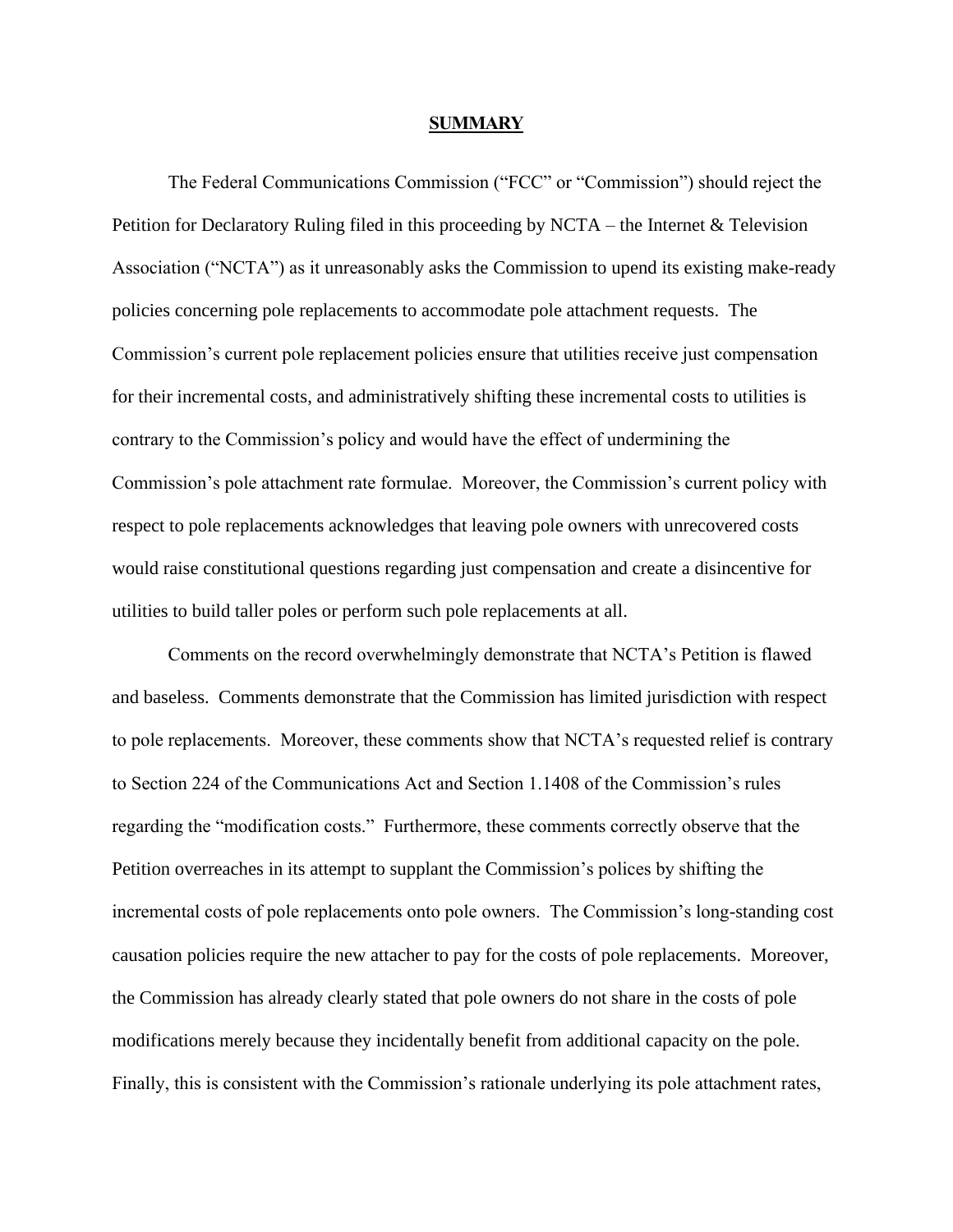**SUMMARY**

The Federal Communications Commission ("FCC" or "Commission") should reject the Petition for Declaratory Ruling filed in this proceeding by NCTA – the Internet & Television Association ("NCTA") as it unreasonably asks the Commission to upend its existing make-ready policies concerning pole replacements to accommodate pole attachment requests. The Commission's current pole replacement policies ensure that utilities receive just compensation for their incremental costs, and administratively shifting these incremental costs to utilities is contrary to the Commission's policy and would have the effect of undermining the Commission's pole attachment rate formulae. Moreover, the Commission's current policy with respect to pole replacements acknowledges that leaving pole owners with unrecovered costs would raise constitutional questions regarding just compensation and create a disincentive for utilities to build taller poles or perform such pole replacements at all.

Comments on the record overwhelmingly demonstrate that NCTA's Petition is flawed and baseless. Comments demonstrate that the Commission has limited jurisdiction with respect to pole replacements. Moreover, these comments show that NCTA's requested relief is contrary to Section 224 of the Communications Act and Section 1.1408 of the Commission's rules regarding the "modification costs." Furthermore, these comments correctly observe that the Petition overreaches in its attempt to supplant the Commission's polices by shifting the incremental costs of pole replacements onto pole owners. The Commission's long-standing cost causation policies require the new attacher to pay for the costs of pole replacements. Moreover, the Commission has already clearly stated that pole owners do not share in the costs of pole modifications merely because they incidentally benefit from additional capacity on the pole. Finally, this is consistent with the Commission's rationale underlying its pole attachment rates,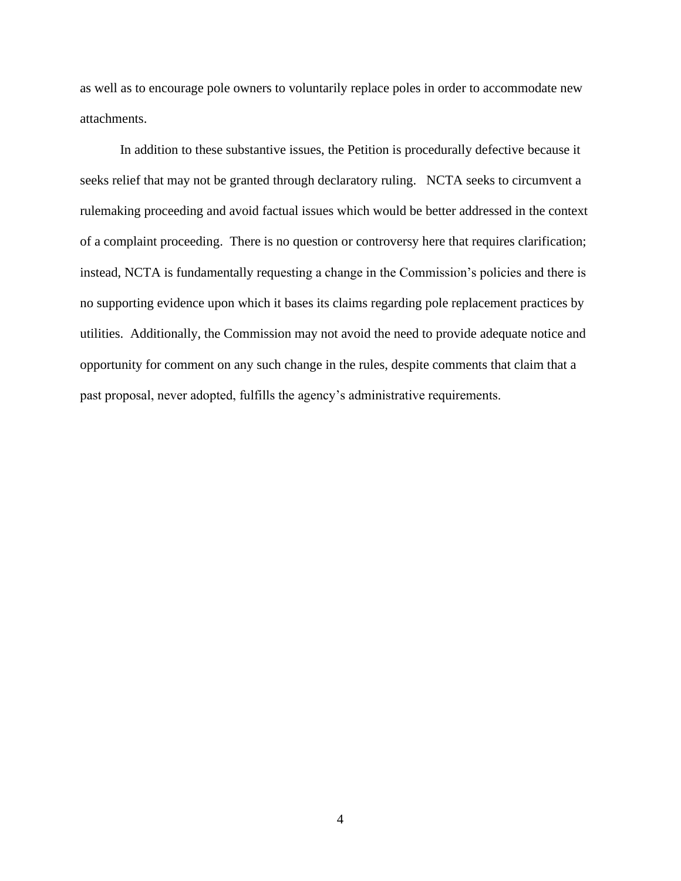as well as to encourage pole owners to voluntarily replace poles in order to accommodate new attachments.

In addition to these substantive issues, the Petition is procedurally defective because it seeks relief that may not be granted through declaratory ruling. NCTA seeks to circumvent a rulemaking proceeding and avoid factual issues which would be better addressed in the context of a complaint proceeding. There is no question or controversy here that requires clarification; instead, NCTA is fundamentally requesting a change in the Commission's policies and there is no supporting evidence upon which it bases its claims regarding pole replacement practices by utilities. Additionally, the Commission may not avoid the need to provide adequate notice and opportunity for comment on any such change in the rules, despite comments that claim that a past proposal, never adopted, fulfills the agency's administrative requirements.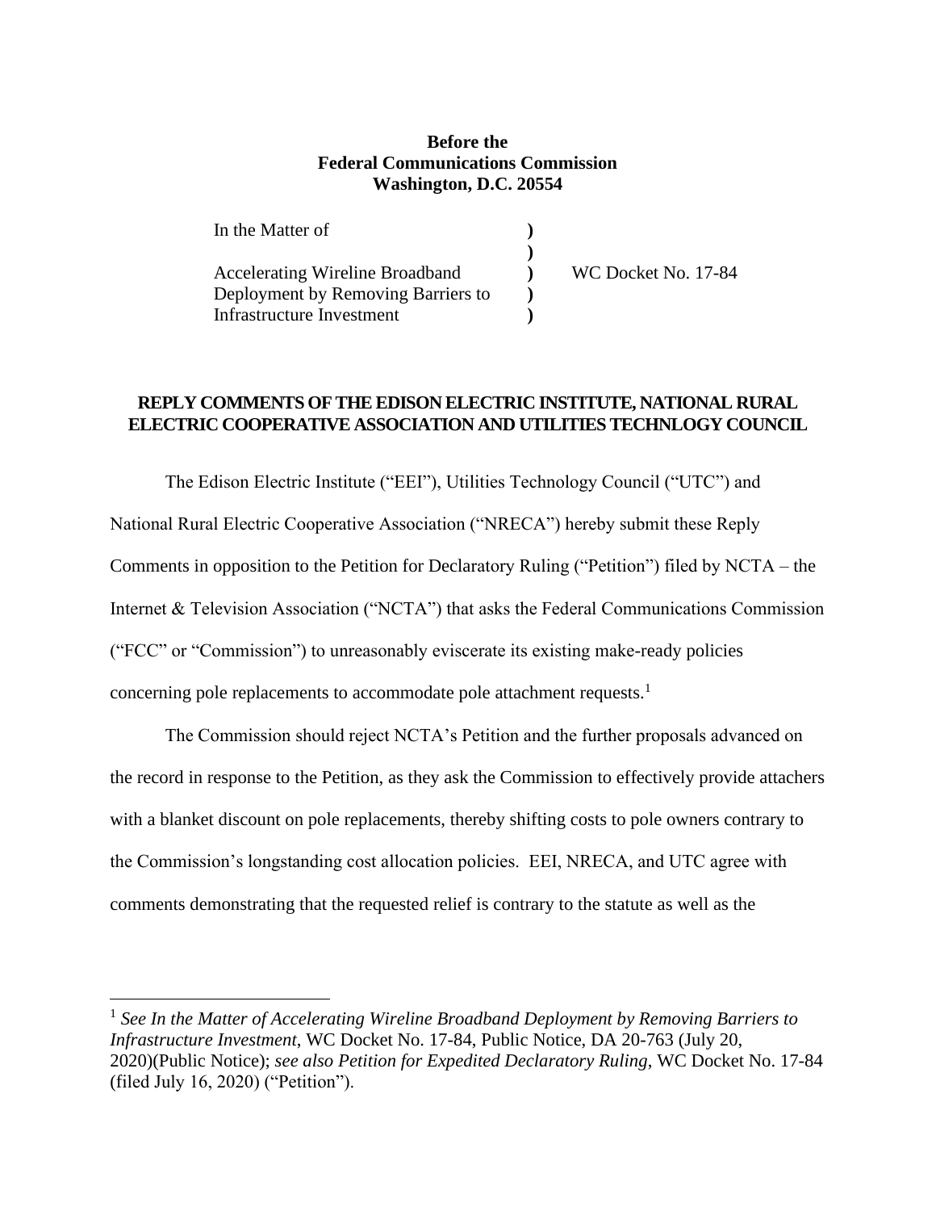**Before the**
**Federal Communications Commission**
**Washington, D.C. 20554**

| | | |
|---|---|---|
| In the Matter of | ) | |
| | ) | |
| Accelerating Wireline Broadband | ) | WC Docket No. 17-84 |
| Deployment by Removing Barriers to | ) | |
| Infrastructure Investment | ) | |

**REPLY COMMENTS OF THE EDISON ELECTRIC INSTITUTE, NATIONAL RURAL ELECTRIC COOPERATIVE ASSOCIATION AND UTILITIES TECHNLOGY COUNCIL**

The Edison Electric Institute ("EEI"), Utilities Technology Council ("UTC") and National Rural Electric Cooperative Association ("NRECA") hereby submit these Reply Comments in opposition to the Petition for Declaratory Ruling ("Petition") filed by NCTA – the Internet & Television Association ("NCTA") that asks the Federal Communications Commission ("FCC" or "Commission") to unreasonably eviscerate its existing make-ready policies concerning pole replacements to accommodate pole attachment requests.[1]

The Commission should reject NCTA's Petition and the further proposals advanced on the record in response to the Petition, as they ask the Commission to effectively provide attachers with a blanket discount on pole replacements, thereby shifting costs to pole owners contrary to the Commission's longstanding cost allocation policies. EEI, NRECA, and UTC agree with comments demonstrating that the requested relief is contrary to the statute as well as the

[1] *See In the Matter of Accelerating Wireline Broadband Deployment by Removing Barriers to Infrastructure Investment*, WC Docket No. 17-84, Public Notice, DA 20-763 (July 20, 2020)(Public Notice); *see also Petition for Expedited Declaratory Ruling*, WC Docket No. 17-84 (filed July 16, 2020) ("Petition").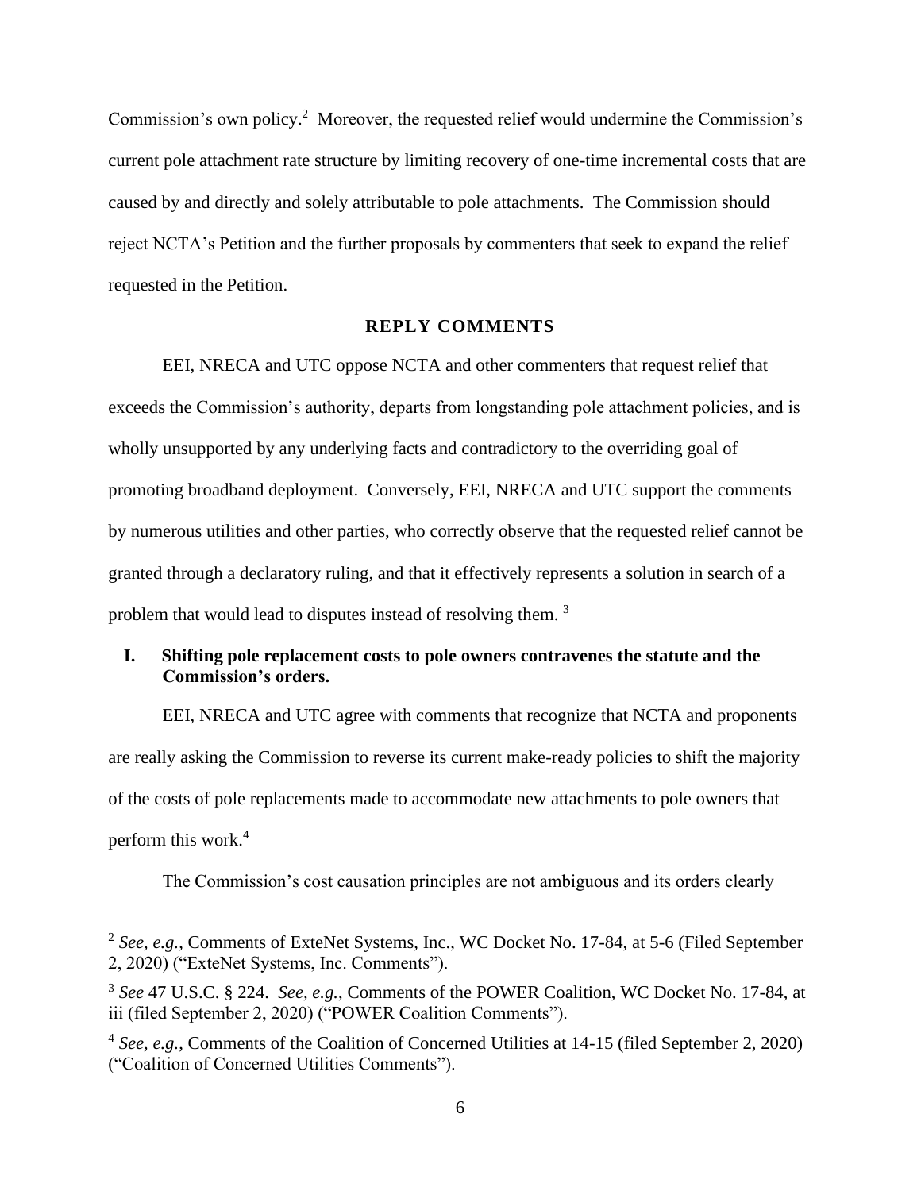Commission's own policy.[2] Moreover, the requested relief would undermine the Commission's current pole attachment rate structure by limiting recovery of one-time incremental costs that are caused by and directly and solely attributable to pole attachments. The Commission should reject NCTA's Petition and the further proposals by commenters that seek to expand the relief requested in the Petition.

## REPLY COMMENTS

EEI, NRECA and UTC oppose NCTA and other commenters that request relief that exceeds the Commission's authority, departs from longstanding pole attachment policies, and is wholly unsupported by any underlying facts and contradictory to the overriding goal of promoting broadband deployment. Conversely, EEI, NRECA and UTC support the comments by numerous utilities and other parties, who correctly observe that the requested relief cannot be granted through a declaratory ruling, and that it effectively represents a solution in search of a problem that would lead to disputes instead of resolving them. [3]

### I. Shifting pole replacement costs to pole owners contravenes the statute and the Commission's orders.

EEI, NRECA and UTC agree with comments that recognize that NCTA and proponents are really asking the Commission to reverse its current make-ready policies to shift the majority of the costs of pole replacements made to accommodate new attachments to pole owners that perform this work.[4]

The Commission's cost causation principles are not ambiguous and its orders clearly

---

[2] *See, e.g.*, Comments of ExteNet Systems, Inc., WC Docket No. 17-84, at 5-6 (Filed September 2, 2020) ("ExteNet Systems, Inc. Comments").

[3] *See* 47 U.S.C. § 224. *See, e.g.*, Comments of the POWER Coalition, WC Docket No. 17-84, at iii (filed September 2, 2020) ("POWER Coalition Comments").

[4] *See, e.g.*, Comments of the Coalition of Concerned Utilities at 14-15 (filed September 2, 2020) ("Coalition of Concerned Utilities Comments").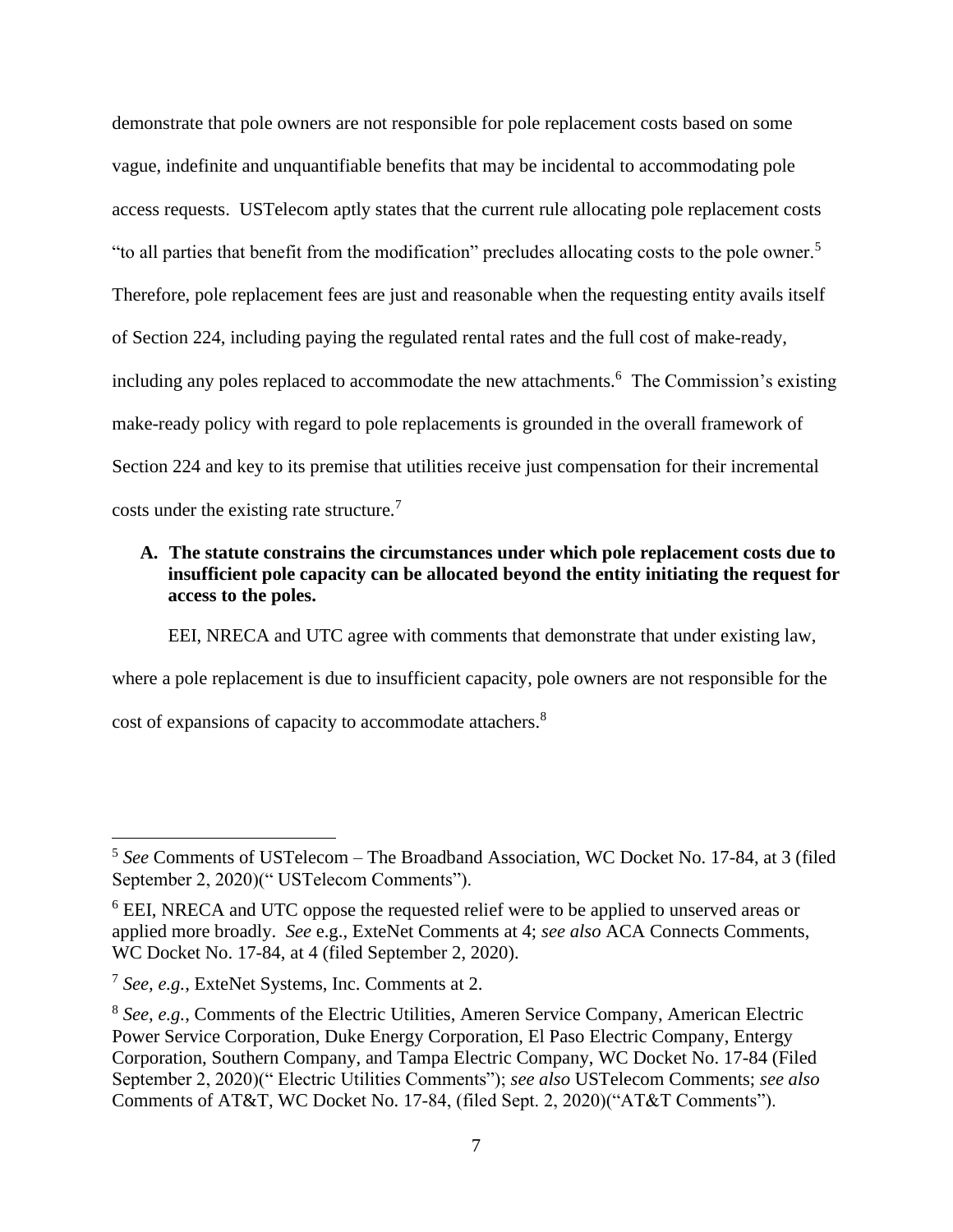demonstrate that pole owners are not responsible for pole replacement costs based on some vague, indefinite and unquantifiable benefits that may be incidental to accommodating pole access requests. USTelecom aptly states that the current rule allocating pole replacement costs "to all parties that benefit from the modification" precludes allocating costs to the pole owner.[5] Therefore, pole replacement fees are just and reasonable when the requesting entity avails itself of Section 224, including paying the regulated rental rates and the full cost of make-ready, including any poles replaced to accommodate the new attachments.[6] The Commission's existing make-ready policy with regard to pole replacements is grounded in the overall framework of Section 224 and key to its premise that utilities receive just compensation for their incremental costs under the existing rate structure.[7]

### A. The statute constrains the circumstances under which pole replacement costs due to insufficient pole capacity can be allocated beyond the entity initiating the request for access to the poles.

EEI, NRECA and UTC agree with comments that demonstrate that under existing law, where a pole replacement is due to insufficient capacity, pole owners are not responsible for the cost of expansions of capacity to accommodate attachers.[8]

---

[5] *See* Comments of USTelecom – The Broadband Association, WC Docket No. 17-84, at 3 (filed September 2, 2020)(" USTelecom Comments").

[6] EEI, NRECA and UTC oppose the requested relief were to be applied to unserved areas or applied more broadly. *See* e.g., ExteNet Comments at 4; *see also* ACA Connects Comments, WC Docket No. 17-84, at 4 (filed September 2, 2020).

[7] *See, e.g.,* ExteNet Systems, Inc. Comments at 2.

[8] *See, e.g.*, Comments of the Electric Utilities, Ameren Service Company, American Electric Power Service Corporation, Duke Energy Corporation, El Paso Electric Company, Entergy Corporation, Southern Company, and Tampa Electric Company, WC Docket No. 17-84 (Filed September 2, 2020)(" Electric Utilities Comments"); *see also* USTelecom Comments; *see also* Comments of AT&T, WC Docket No. 17-84, (filed Sept. 2, 2020)("AT&T Comments").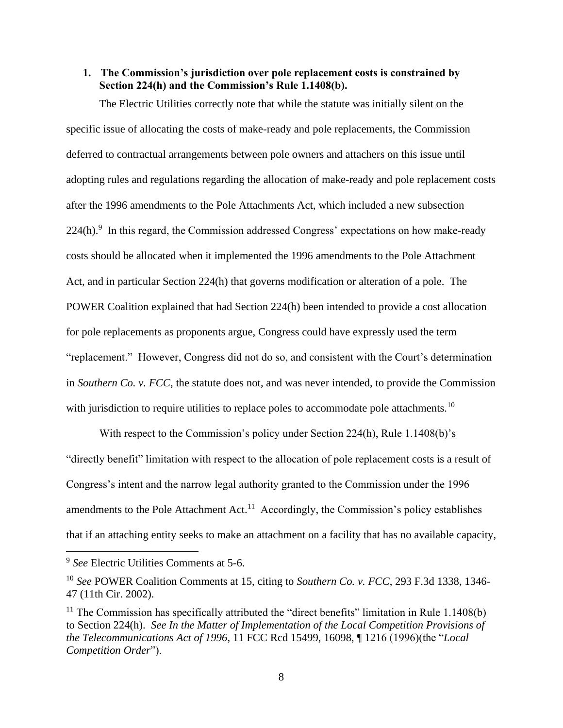**1. The Commission's jurisdiction over pole replacement costs is constrained by Section 224(h) and the Commission's Rule 1.1408(b).**

The Electric Utilities correctly note that while the statute was initially silent on the specific issue of allocating the costs of make-ready and pole replacements, the Commission deferred to contractual arrangements between pole owners and attachers on this issue until adopting rules and regulations regarding the allocation of make-ready and pole replacement costs after the 1996 amendments to the Pole Attachments Act, which included a new subsection 224(h).[9] In this regard, the Commission addressed Congress' expectations on how make-ready costs should be allocated when it implemented the 1996 amendments to the Pole Attachment Act, and in particular Section 224(h) that governs modification or alteration of a pole. The POWER Coalition explained that had Section 224(h) been intended to provide a cost allocation for pole replacements as proponents argue, Congress could have expressly used the term "replacement." However, Congress did not do so, and consistent with the Court's determination in *Southern Co. v. FCC*, the statute does not, and was never intended, to provide the Commission with jurisdiction to require utilities to replace poles to accommodate pole attachments.[10]

With respect to the Commission's policy under Section 224(h), Rule 1.1408(b)'s "directly benefit" limitation with respect to the allocation of pole replacement costs is a result of Congress's intent and the narrow legal authority granted to the Commission under the 1996 amendments to the Pole Attachment Act.[11] Accordingly, the Commission's policy establishes that if an attaching entity seeks to make an attachment on a facility that has no available capacity,

---

[9] *See* Electric Utilities Comments at 5-6.

[10] *See* POWER Coalition Comments at 15, citing to *Southern Co. v. FCC*, 293 F.3d 1338, 1346-47 (11th Cir. 2002).

[11] The Commission has specifically attributed the "direct benefits" limitation in Rule 1.1408(b) to Section 224(h). *See In the Matter of Implementation of the Local Competition Provisions of the Telecommunications Act of 1996*, 11 FCC Rcd 15499, 16098, ¶ 1216 (1996)(the "*Local Competition Order*").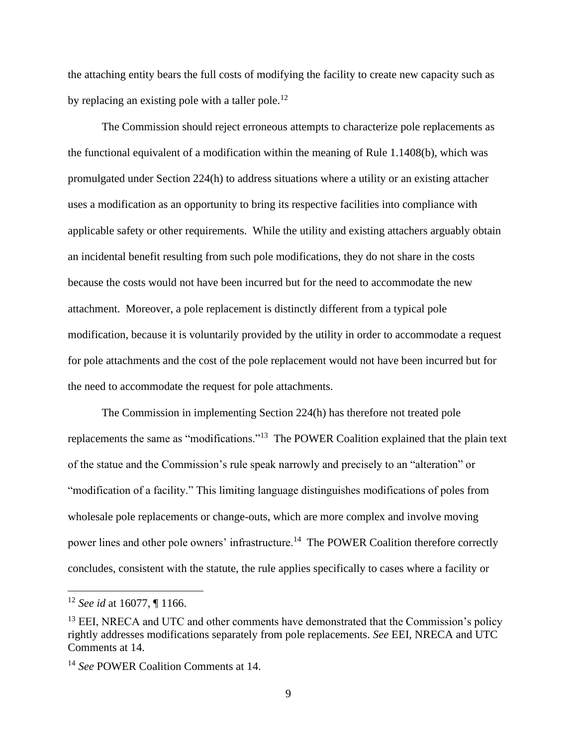the attaching entity bears the full costs of modifying the facility to create new capacity such as by replacing an existing pole with a taller pole.[12]

The Commission should reject erroneous attempts to characterize pole replacements as the functional equivalent of a modification within the meaning of Rule 1.1408(b), which was promulgated under Section 224(h) to address situations where a utility or an existing attacher uses a modification as an opportunity to bring its respective facilities into compliance with applicable safety or other requirements. While the utility and existing attachers arguably obtain an incidental benefit resulting from such pole modifications, they do not share in the costs because the costs would not have been incurred but for the need to accommodate the new attachment. Moreover, a pole replacement is distinctly different from a typical pole modification, because it is voluntarily provided by the utility in order to accommodate a request for pole attachments and the cost of the pole replacement would not have been incurred but for the need to accommodate the request for pole attachments.

The Commission in implementing Section 224(h) has therefore not treated pole replacements the same as "modifications."[13] The POWER Coalition explained that the plain text of the statue and the Commission's rule speak narrowly and precisely to an "alteration" or "modification of a facility." This limiting language distinguishes modifications of poles from wholesale pole replacements or change-outs, which are more complex and involve moving power lines and other pole owners' infrastructure.[14] The POWER Coalition therefore correctly concludes, consistent with the statute, the rule applies specifically to cases where a facility or

---

[12] *See id* at 16077, ¶ 1166.

[13] EEI, NRECA and UTC and other comments have demonstrated that the Commission's policy rightly addresses modifications separately from pole replacements. *See* EEI, NRECA and UTC Comments at 14.

[14] *See* POWER Coalition Comments at 14.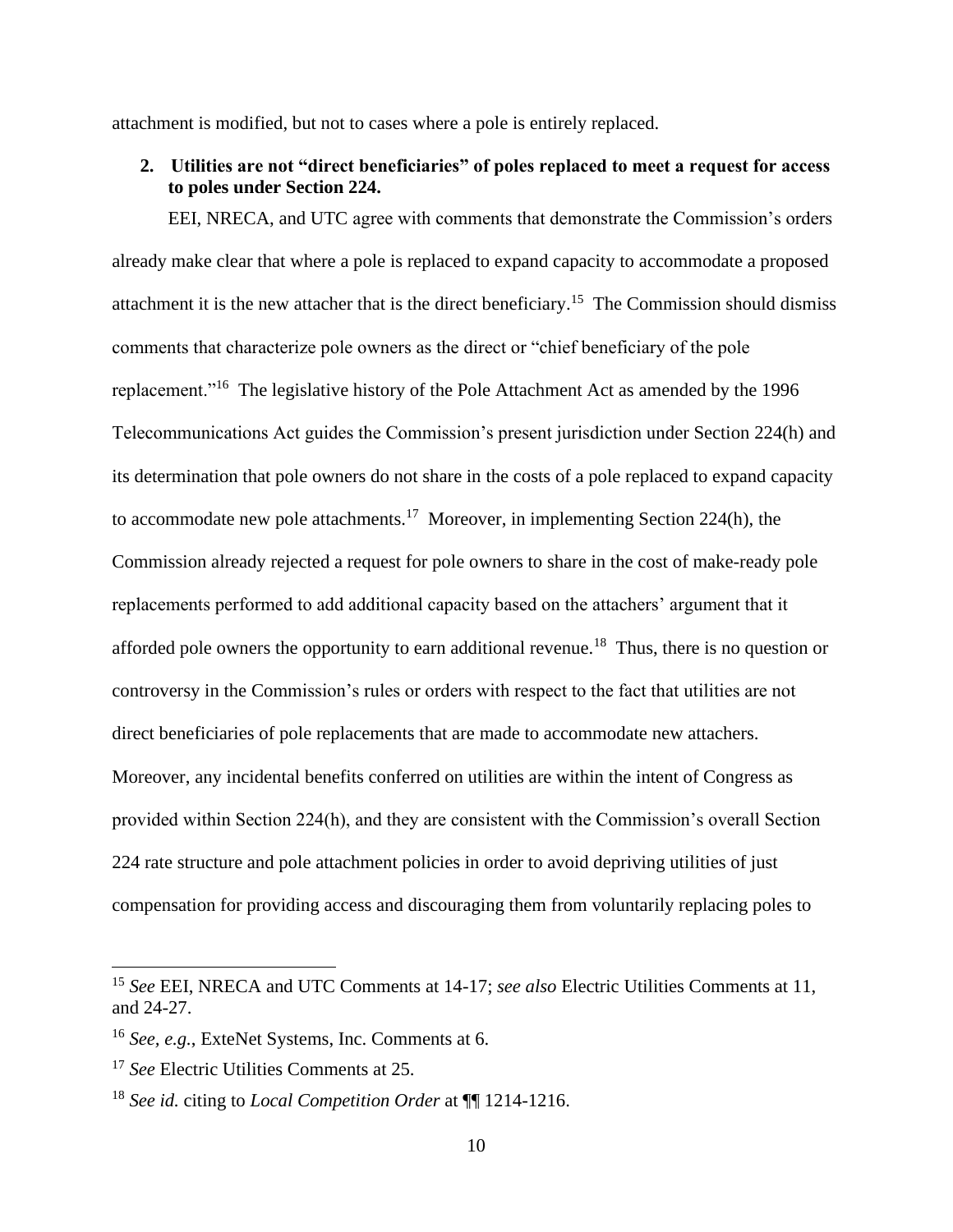attachment is modified, but not to cases where a pole is entirely replaced.

**2. Utilities are not "direct beneficiaries" of poles replaced to meet a request for access to poles under Section 224.**

EEI, NRECA, and UTC agree with comments that demonstrate the Commission's orders already make clear that where a pole is replaced to expand capacity to accommodate a proposed attachment it is the new attacher that is the direct beneficiary.[15] The Commission should dismiss comments that characterize pole owners as the direct or "chief beneficiary of the pole replacement."[16] The legislative history of the Pole Attachment Act as amended by the 1996 Telecommunications Act guides the Commission's present jurisdiction under Section 224(h) and its determination that pole owners do not share in the costs of a pole replaced to expand capacity to accommodate new pole attachments.[17] Moreover, in implementing Section 224(h), the Commission already rejected a request for pole owners to share in the cost of make-ready pole replacements performed to add additional capacity based on the attachers' argument that it afforded pole owners the opportunity to earn additional revenue.[18] Thus, there is no question or controversy in the Commission's rules or orders with respect to the fact that utilities are not direct beneficiaries of pole replacements that are made to accommodate new attachers. Moreover, any incidental benefits conferred on utilities are within the intent of Congress as provided within Section 224(h), and they are consistent with the Commission's overall Section 224 rate structure and pole attachment policies in order to avoid depriving utilities of just compensation for providing access and discouraging them from voluntarily replacing poles to

---

[15] *See* EEI, NRECA and UTC Comments at 14-17; *see also* Electric Utilities Comments at 11, and 24-27.

[16] *See, e.g.*, ExteNet Systems, Inc. Comments at 6.

[17] *See* Electric Utilities Comments at 25.

[18] *See id.* citing to *Local Competition Order* at ¶¶ 1214-1216.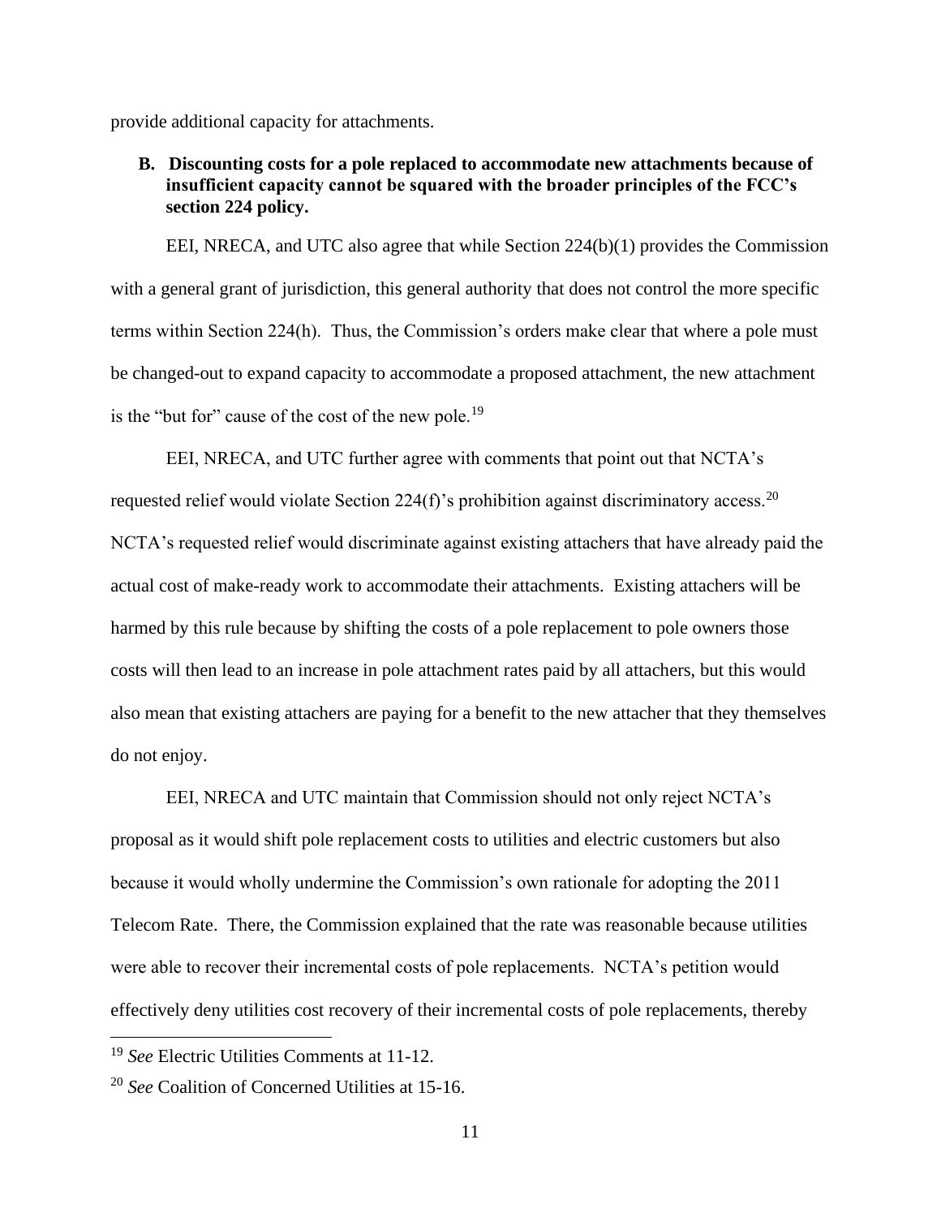provide additional capacity for attachments.

### B. Discounting costs for a pole replaced to accommodate new attachments because of insufficient capacity cannot be squared with the broader principles of the FCC's section 224 policy.

EEI, NRECA, and UTC also agree that while Section 224(b)(1) provides the Commission with a general grant of jurisdiction, this general authority that does not control the more specific terms within Section 224(h). Thus, the Commission's orders make clear that where a pole must be changed-out to expand capacity to accommodate a proposed attachment, the new attachment is the "but for" cause of the cost of the new pole.[19]

EEI, NRECA, and UTC further agree with comments that point out that NCTA's requested relief would violate Section 224(f)'s prohibition against discriminatory access.[20] NCTA's requested relief would discriminate against existing attachers that have already paid the actual cost of make-ready work to accommodate their attachments. Existing attachers will be harmed by this rule because by shifting the costs of a pole replacement to pole owners those costs will then lead to an increase in pole attachment rates paid by all attachers, but this would also mean that existing attachers are paying for a benefit to the new attacher that they themselves do not enjoy.

EEI, NRECA and UTC maintain that Commission should not only reject NCTA's proposal as it would shift pole replacement costs to utilities and electric customers but also because it would wholly undermine the Commission's own rationale for adopting the 2011 Telecom Rate. There, the Commission explained that the rate was reasonable because utilities were able to recover their incremental costs of pole replacements. NCTA's petition would effectively deny utilities cost recovery of their incremental costs of pole replacements, thereby

---

[19] *See* Electric Utilities Comments at 11-12.

[20] *See* Coalition of Concerned Utilities at 15-16.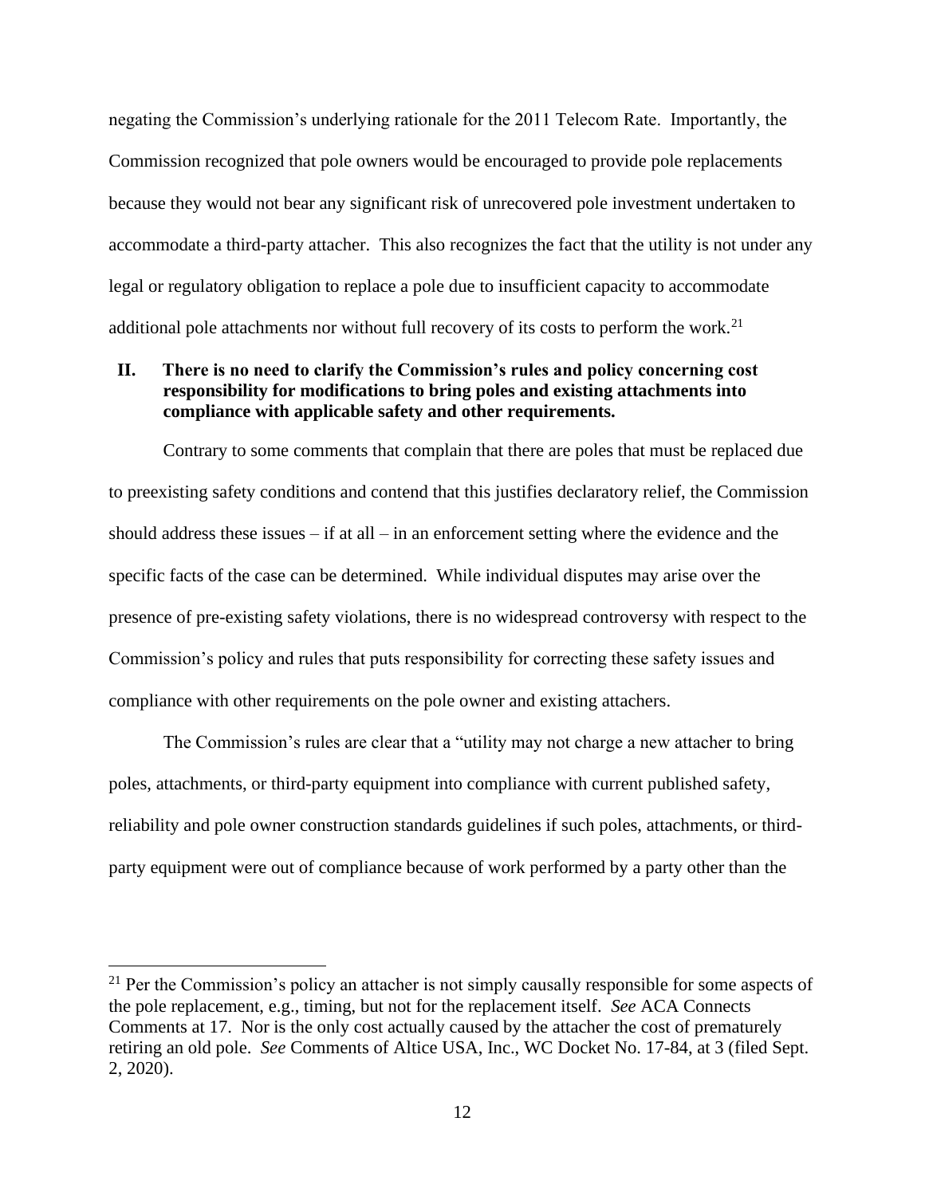negating the Commission's underlying rationale for the 2011 Telecom Rate. Importantly, the Commission recognized that pole owners would be encouraged to provide pole replacements because they would not bear any significant risk of unrecovered pole investment undertaken to accommodate a third-party attacher. This also recognizes the fact that the utility is not under any legal or regulatory obligation to replace a pole due to insufficient capacity to accommodate additional pole attachments nor without full recovery of its costs to perform the work.[21]

## II. There is no need to clarify the Commission's rules and policy concerning cost responsibility for modifications to bring poles and existing attachments into compliance with applicable safety and other requirements.

Contrary to some comments that complain that there are poles that must be replaced due to preexisting safety conditions and contend that this justifies declaratory relief, the Commission should address these issues – if at all – in an enforcement setting where the evidence and the specific facts of the case can be determined. While individual disputes may arise over the presence of pre-existing safety violations, there is no widespread controversy with respect to the Commission's policy and rules that puts responsibility for correcting these safety issues and compliance with other requirements on the pole owner and existing attachers.

The Commission's rules are clear that a "utility may not charge a new attacher to bring poles, attachments, or third-party equipment into compliance with current published safety, reliability and pole owner construction standards guidelines if such poles, attachments, or third-party equipment were out of compliance because of work performed by a party other than the

---

[21] Per the Commission's policy an attacher is not simply causally responsible for some aspects of the pole replacement, e.g., timing, but not for the replacement itself. *See* ACA Connects Comments at 17. Nor is the only cost actually caused by the attacher the cost of prematurely retiring an old pole. *See* Comments of Altice USA, Inc., WC Docket No. 17-84, at 3 (filed Sept. 2, 2020).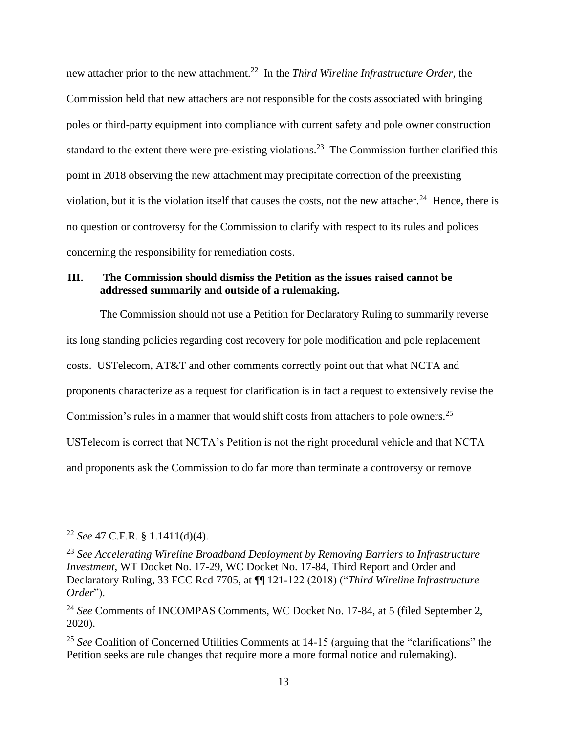new attacher prior to the new attachment.[22] In the *Third Wireline Infrastructure Order*, the Commission held that new attachers are not responsible for the costs associated with bringing poles or third-party equipment into compliance with current safety and pole owner construction standard to the extent there were pre-existing violations.[23] The Commission further clarified this point in 2018 observing the new attachment may precipitate correction of the preexisting violation, but it is the violation itself that causes the costs, not the new attacher.[24] Hence, there is no question or controversy for the Commission to clarify with respect to its rules and polices concerning the responsibility for remediation costs.

## III. The Commission should dismiss the Petition as the issues raised cannot be addressed summarily and outside of a rulemaking.

The Commission should not use a Petition for Declaratory Ruling to summarily reverse its long standing policies regarding cost recovery for pole modification and pole replacement costs. USTelecom, AT&T and other comments correctly point out that what NCTA and proponents characterize as a request for clarification is in fact a request to extensively revise the Commission's rules in a manner that would shift costs from attachers to pole owners.[25] USTelecom is correct that NCTA's Petition is not the right procedural vehicle and that NCTA and proponents ask the Commission to do far more than terminate a controversy or remove

---

[22] *See* 47 C.F.R. § 1.1411(d)(4).

[23] *See Accelerating Wireline Broadband Deployment by Removing Barriers to Infrastructure Investment*, WT Docket No. 17-29, WC Docket No. 17-84, Third Report and Order and Declaratory Ruling, 33 FCC Rcd 7705, at ¶¶ 121-122 (2018) ("*Third Wireline Infrastructure Order*").

[24] *See* Comments of INCOMPAS Comments, WC Docket No. 17-84, at 5 (filed September 2, 2020).

[25] *See* Coalition of Concerned Utilities Comments at 14-15 (arguing that the "clarifications" the Petition seeks are rule changes that require more a more formal notice and rulemaking).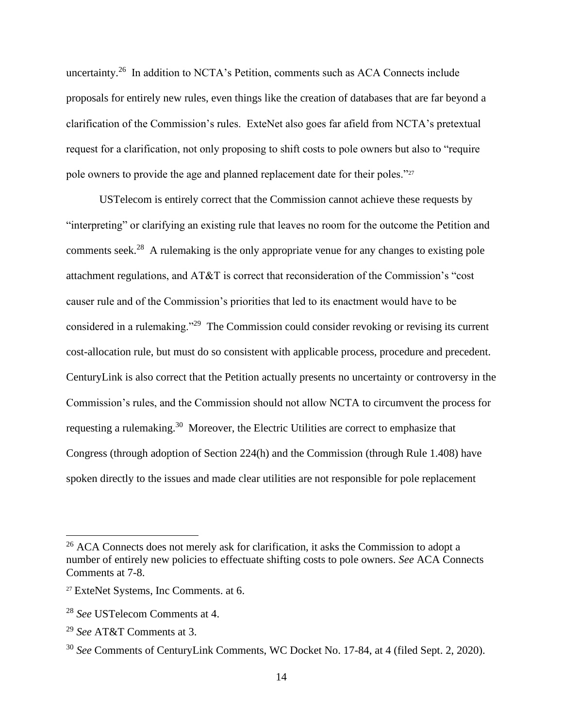uncertainty.[26] In addition to NCTA's Petition, comments such as ACA Connects include proposals for entirely new rules, even things like the creation of databases that are far beyond a clarification of the Commission's rules. ExteNet also goes far afield from NCTA's pretextual request for a clarification, not only proposing to shift costs to pole owners but also to "require pole owners to provide the age and planned replacement date for their poles."[27]

USTelecom is entirely correct that the Commission cannot achieve these requests by "interpreting" or clarifying an existing rule that leaves no room for the outcome the Petition and comments seek.[28] A rulemaking is the only appropriate venue for any changes to existing pole attachment regulations, and AT&T is correct that reconsideration of the Commission's "cost causer rule and of the Commission's priorities that led to its enactment would have to be considered in a rulemaking."[29] The Commission could consider revoking or revising its current cost-allocation rule, but must do so consistent with applicable process, procedure and precedent. CenturyLink is also correct that the Petition actually presents no uncertainty or controversy in the Commission's rules, and the Commission should not allow NCTA to circumvent the process for requesting a rulemaking.[30] Moreover, the Electric Utilities are correct to emphasize that Congress (through adoption of Section 224(h) and the Commission (through Rule 1.408) have spoken directly to the issues and made clear utilities are not responsible for pole replacement

---

[26] ACA Connects does not merely ask for clarification, it asks the Commission to adopt a number of entirely new policies to effectuate shifting costs to pole owners. *See* ACA Connects Comments at 7-8.

[27] ExteNet Systems, Inc Comments. at 6.

[28] *See* USTelecom Comments at 4.

[29] *See* AT&T Comments at 3.

[30] *See* Comments of CenturyLink Comments, WC Docket No. 17-84, at 4 (filed Sept. 2, 2020).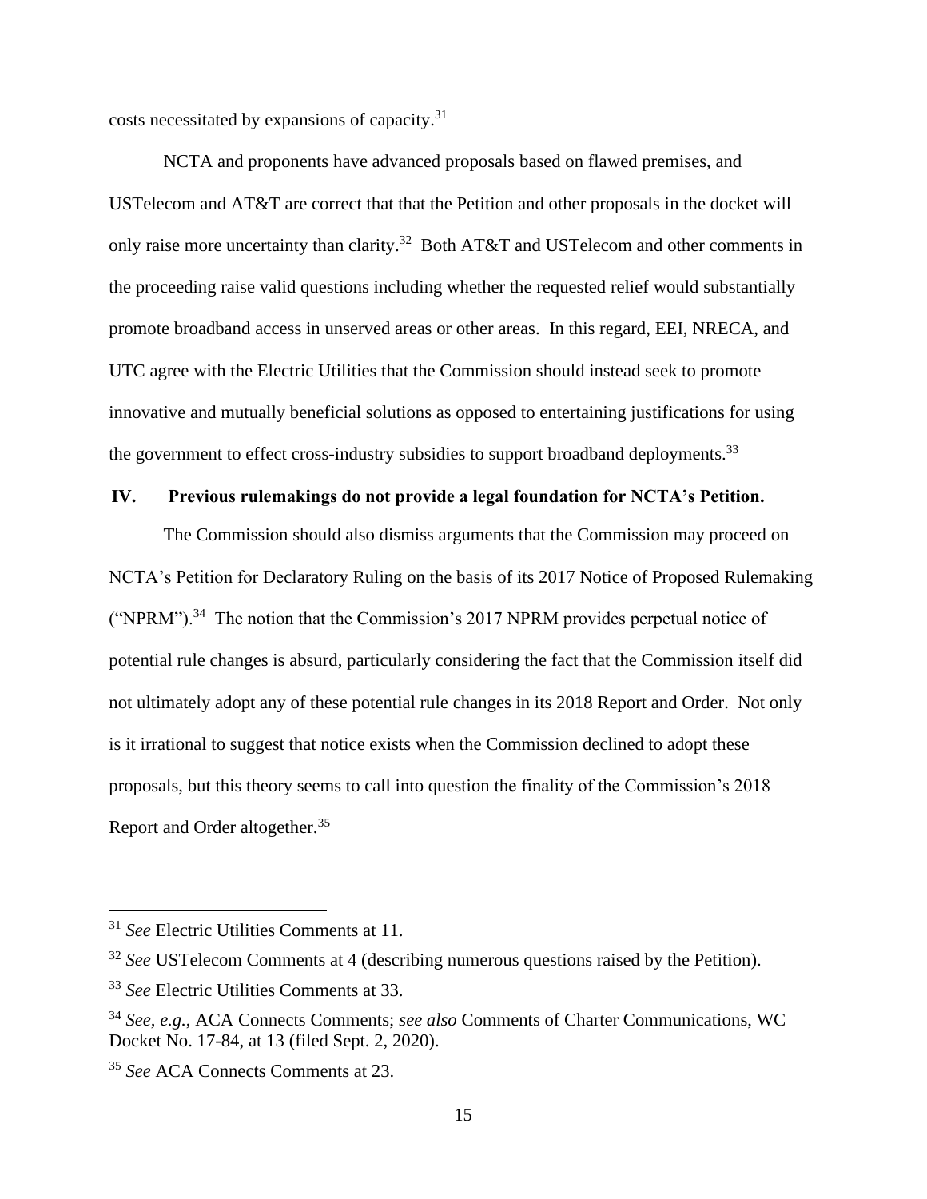costs necessitated by expansions of capacity.[31]

NCTA and proponents have advanced proposals based on flawed premises, and USTelecom and AT&T are correct that that the Petition and other proposals in the docket will only raise more uncertainty than clarity.[32] Both AT&T and USTelecom and other comments in the proceeding raise valid questions including whether the requested relief would substantially promote broadband access in unserved areas or other areas. In this regard, EEI, NRECA, and UTC agree with the Electric Utilities that the Commission should instead seek to promote innovative and mutually beneficial solutions as opposed to entertaining justifications for using the government to effect cross-industry subsidies to support broadband deployments.[33]

## IV. Previous rulemakings do not provide a legal foundation for NCTA's Petition.

The Commission should also dismiss arguments that the Commission may proceed on NCTA's Petition for Declaratory Ruling on the basis of its 2017 Notice of Proposed Rulemaking ("NPRM").[34] The notion that the Commission's 2017 NPRM provides perpetual notice of potential rule changes is absurd, particularly considering the fact that the Commission itself did not ultimately adopt any of these potential rule changes in its 2018 Report and Order. Not only is it irrational to suggest that notice exists when the Commission declined to adopt these proposals, but this theory seems to call into question the finality of the Commission's 2018 Report and Order altogether.[35]

---

[31] *See* Electric Utilities Comments at 11.

[32] *See* USTelecom Comments at 4 (describing numerous questions raised by the Petition).

[33] *See* Electric Utilities Comments at 33.

[34] *See, e.g.*, ACA Connects Comments; *see also* Comments of Charter Communications, WC Docket No. 17-84, at 13 (filed Sept. 2, 2020).

[35] *See* ACA Connects Comments at 23.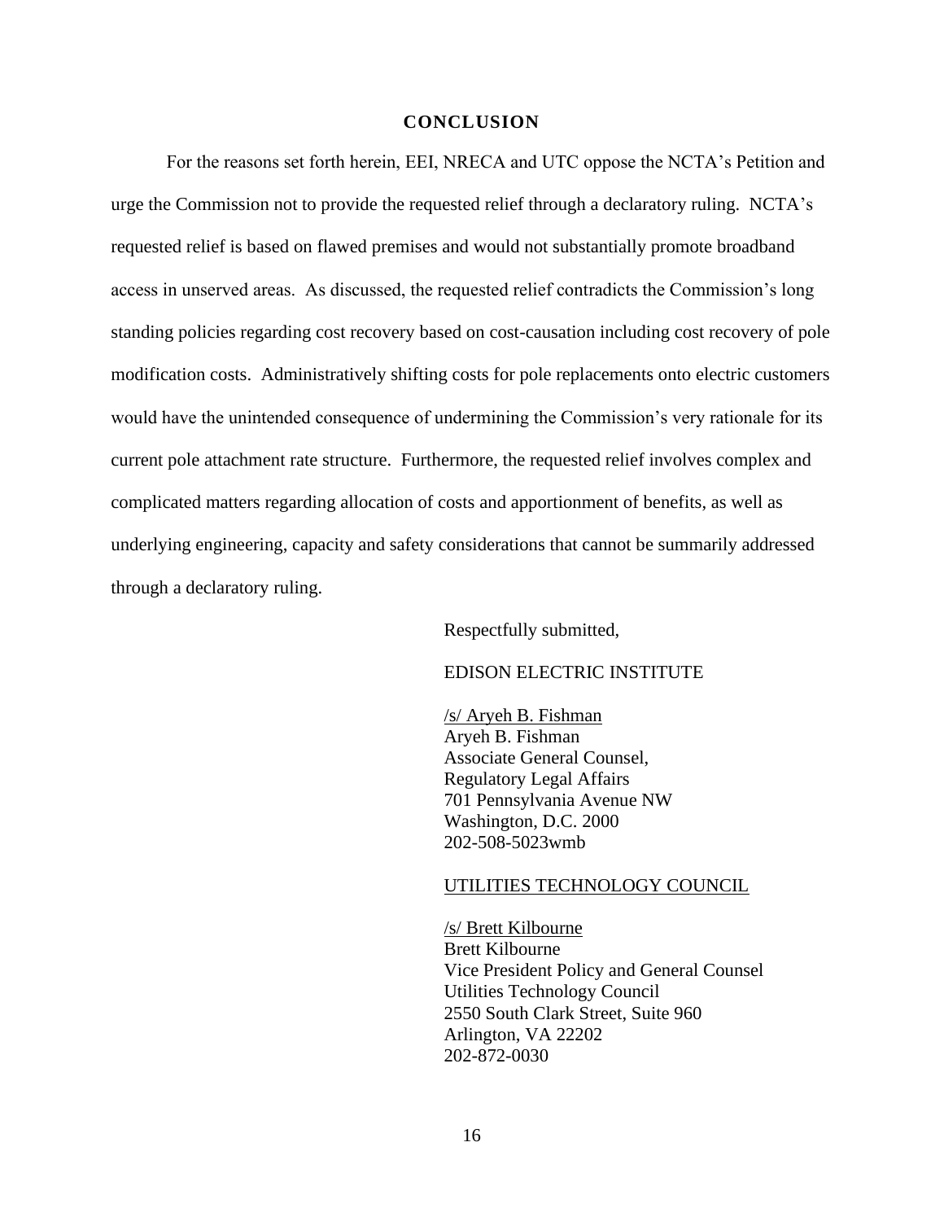## CONCLUSION

For the reasons set forth herein, EEI, NRECA and UTC oppose the NCTA's Petition and urge the Commission not to provide the requested relief through a declaratory ruling. NCTA's requested relief is based on flawed premises and would not substantially promote broadband access in unserved areas. As discussed, the requested relief contradicts the Commission's long standing policies regarding cost recovery based on cost-causation including cost recovery of pole modification costs. Administratively shifting costs for pole replacements onto electric customers would have the unintended consequence of undermining the Commission's very rationale for its current pole attachment rate structure. Furthermore, the requested relief involves complex and complicated matters regarding allocation of costs and apportionment of benefits, as well as underlying engineering, capacity and safety considerations that cannot be summarily addressed through a declaratory ruling.

Respectfully submitted,

EDISON ELECTRIC INSTITUTE

/s/ Aryeh B. Fishman
Aryeh B. Fishman
Associate General Counsel,
Regulatory Legal Affairs
701 Pennsylvania Avenue NW
Washington, D.C. 2000
202-508-5023wmb

UTILITIES TECHNOLOGY COUNCIL

/s/ Brett Kilbourne
Brett Kilbourne
Vice President Policy and General Counsel
Utilities Technology Council
2550 South Clark Street, Suite 960
Arlington, VA 22202
202-872-0030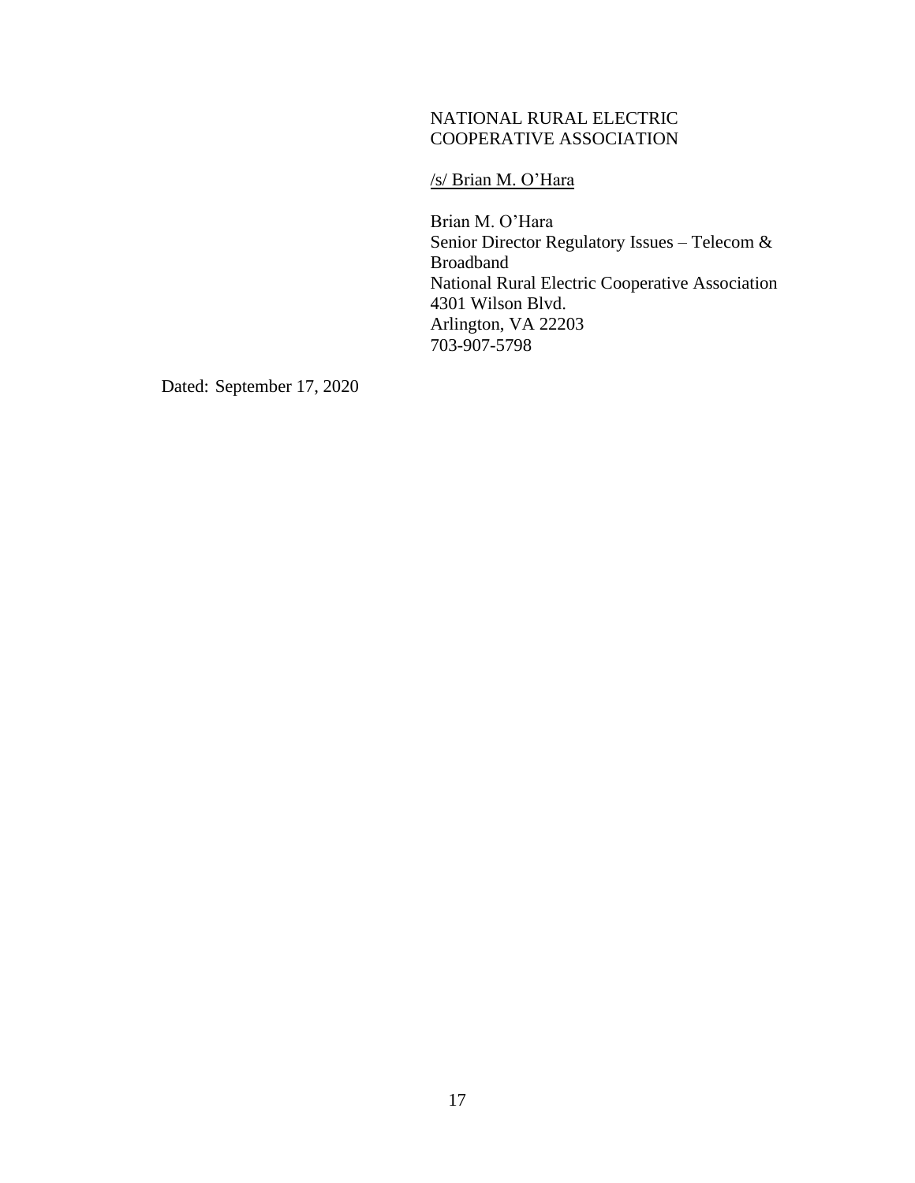NATIONAL RURAL ELECTRIC
COOPERATIVE ASSOCIATION

/s/ Brian M. O'Hara

Brian M. O'Hara
Senior Director Regulatory Issues – Telecom & Broadband
National Rural Electric Cooperative Association
4301 Wilson Blvd.
Arlington, VA 22203
703-907-5798

Dated: September 17, 2020